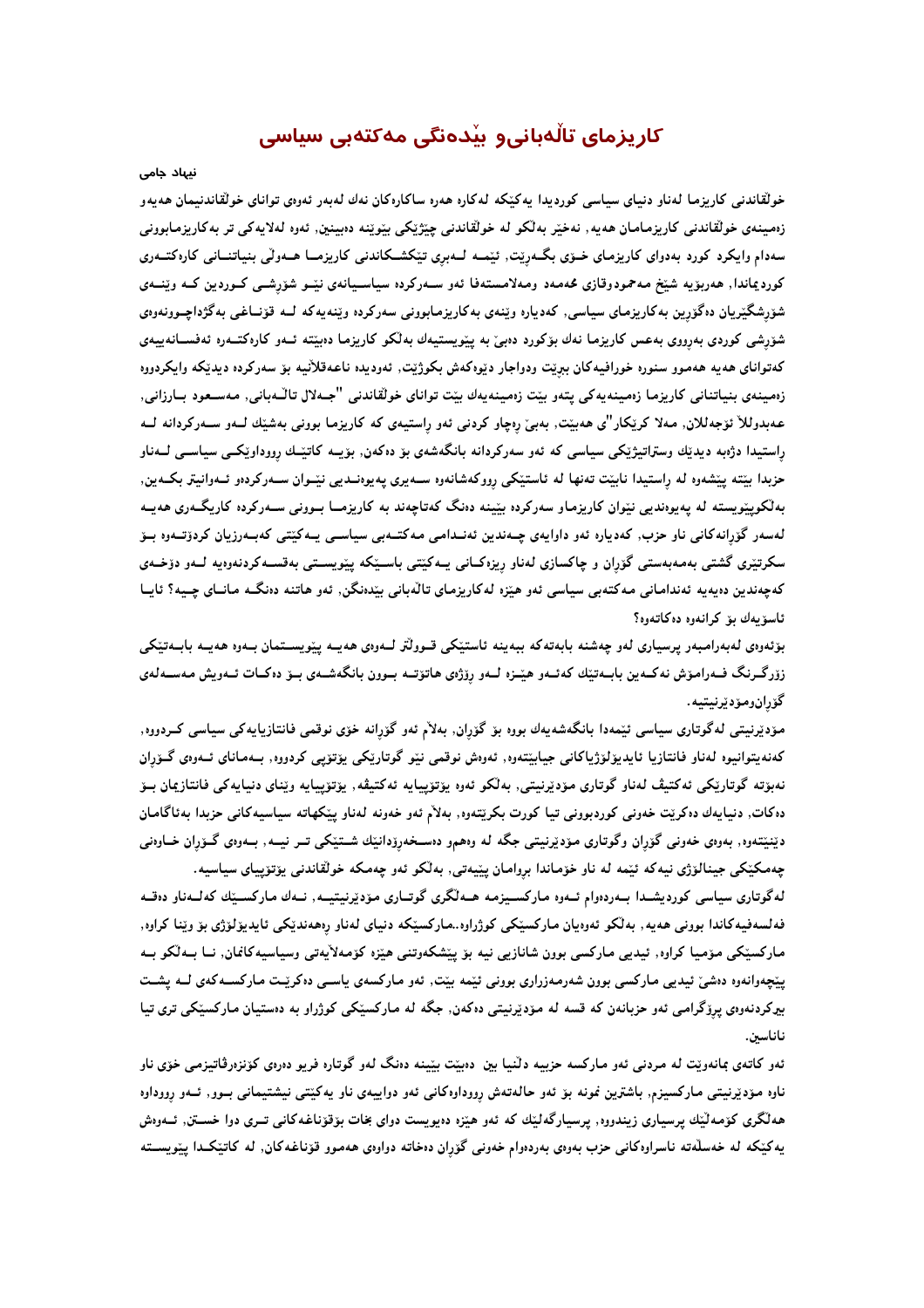# کاریزمای تاڵەبانیو بێدەنگی مەکتەبی سیاسی

**نیهاد جامی**

خوڵقاندنی کاریزما لەناو دنیای سیاسی کوردیدا یەکێکە لەکارە هەرە ساکارەکان نەک لەبەر ئەوەی توانای خوڵقاندنیمان هەیەو زەمینەی خوڵقاندنی کاریزمامان هەیە, نەخێر بەڵکو لە خوڵقاندنی چێژێکی بێوێنە دەبینین, ئەوە لەلایەکی تر بەکاریزمابوونی سەدام وایکرد کورد بەدوای کاریزمای خۆی بگەڕێت, ئێمە لەبری تێکشکاندنی کاریزما هەوڵی بنیاتنانی کارەکتەری کوردیماندا, هەربۆیە شێخ مەحمودوقازی محەمەد ومەلامستەفا ئەو سەرکردە سیاسیانەی نێو شۆڕشی کوردین کە وێنەی شۆڕشگێریان دەگۆڕین بەکاریزمای سیاسی, کەدیارە وێنەی بەکاریزمابوونی سەرکردە وێنەیەکە لە قۆناغی بەگژداچوونەوەی شۆڕشی کوردی بەرووی بەعس کاریزما نەک بۆکورد دەبێ بە پێویستیەك بەڵکو کاریزما دەبێتە ئەو کارەکتەرە ئەفسانەییەی کەتوانای هەیە هەمموو سنورە خورافیەکان ببڕێت ودواجار دێودەکەش بکوژێت, ئەودیدە ناعەقلانیە بۆ سەرکردە دیدێکە وایکردووە زەمینەی بنیاتنانی کاریزما زەمینەیەکی پتەو بێت زەمینەیەك بێت توانای خوڵقاندنی "جەلال تاڵەبانی, مەسعود بارزانی, عەبدوللا ئۆجەلان, مەلا کرێکار"ی هەبێت, بەبێ ڕەچاو کردنی ئەو ڕاستیەی کە کاریزما بوونی بەشێك لەو سەرکردانە لە ڕاستیدا دژبەە دیدێك وستراتیژێکی سیاسی کە ئەو سەرکردانە بانگەشەی بۆ دەکەن, بۆیە کاتێك ڕووداوێکی سیاسی لەناو حزبدا بێتە پێشەوە لە ڕاستیدا نابێت تەنها لە ئاستێکی ڕووکەشانەوە سەیری پەیوەندیی نێوان سەرکردەو ئەوانیتر بکەین, بەڵکوپێویستە لە پەیوەندیی نێوان کاریزماو سەرکردە بێینە دەنگ کەتاچەند بە کاریزما بوونی سەرکردە کاریگەری هەیە لەسەر گۆڕانەکانی ناو حزب, کەدیارە ئەو داوایەی چەندین ئەندامی مەکتەبی سیاسی یەکێتی کەبەرزیان کردۆتەوە بۆ سکرتێری گشتی بەمەبەستی گۆڕان و چاکسازی لەناو ڕیزەکانی یەکێتی باسێکە پێویستی بەقسەکردنەوەیە لەو دۆخەی کەچەندین دەیەیە ئەندامانی مەکتەبی سیاسی ئەو هێزە لەکاریزمای تاڵەبانی بێدەنگن, ئەو هاتنە دەنگە مانای چییە؟ ئایا ئاسۆیەك بۆ کرانەوە دەکاتەوە؟

بۆئەوەی لەبەرامبەر پرسیاری لەو چەشنە بابەتەکە ببەینە ئاستێکی قوڵتر لەوەی هەیە پێویستمان بەوە هەیە بابەتێکی زۆرگرنگ فەرامۆش نەکەین بابەتێك کەئەو هێزە لەو ڕۆژەی هاتۆتە بوون بانگەشەی بۆ دەکات ئەویش مەسەلەی گۆڕانومۆدێرنیتیە.

مۆدێرنیتی لەگوتاری سیاسی ئێمەدا بانگەشەیەك بووە بۆ گۆڕان, بەلاّم ئەو گۆڕانە خۆی نوقمی فانتازیایەکی سیاسی کردووە, کەنەیتوانیوە لەناو فانتازیا ئایدیۆلۆژیاکانی جیابێتەوە, ئەوەش نوقمی نێو گوتارێکی یۆتۆپی کردووە, بەمانای ئەوەی گۆڕان نەبۆتە گوتارێکی ئەکتیڤ لەناو گوتاری مۆدێرنیتی, بەڵکو ئەوە یۆتۆپیایە ئەکتیڤە, یۆتۆپیایە وێنای دنیایەکی فانتازیمان بۆ دەکات, دنیایەك دەکرێت خەونی کوردبوونی تیا کورت بکرێتەوە, بەلاّم ئەو خەونە لەناو پێکهاتە سیاسیەکانی حزبدا بەئاگامان دێنێتەوە, بەوەی خەونی گۆڕان وگوتاری مۆدێرنیتی جگە لە وەهمو دەستەخەڕۆدانێك شتێکی تر نییە, بەوەی گۆڕان خاوەنی چەمکێکی جینالۆژی نیەکە ئێمە لە ناو خۆماندا بروامان پێیەتی, بەڵکو ئەو چەمکە خوڵقاندنی یۆتۆپیای سیاسیە.

لەگوتاری سیاسی کوردیشدا بەردەوام ئەوە مارکسیزمە هەڵگری گوتاری مۆدێرنیتیە, نەك مارکسێك کەلەناو دەقە فەلسەفیەکاندا بوونی هەیە, بەڵکو ئەوەیان مارکسێکی کوژراوە..مارکسێکە دنیای لەناو ڕەهەندێکی ئایدیۆلۆژی بۆ وێنا کراوە, مارکسێکی مۆمیا کراوە, ئیدیی مارکسی بوون شانازیی نیە بۆ پێشکەوتنی هێزە کۆمەڵایەتی وسیاسیەکانمان, نا بەڵکو بە پێچەوانەوە دەشێ ئیدیی مارکسی بوون شەرمەزاری بوونی ئێمە بێت, ئەو مارکسەی یاسی دەکرێت مارکسەکەی لە پشت بیرکردنەوەی پرۆگرامی ئەو حزبانەن کە قسە لە مۆدێرنیتی دەکەن, جگە لە مارکسێکی کوژراو بە دەستیان مارکسێکی تری تیا ناناسین.

ئەو کاتەی بمانەوێت لە مردنی ئەو مارکسە حزبیە دڵنیا بین دەبێت بێینە دەنگ لەو گوتارە فریو دەرەی کۆنزەرڤاتیزمی خۆی ناو ناوە مۆدێرنیتی مارکسیزم, باشترین نمونە بۆ ئەو حالەتەش ڕووداوەکانی ئەو دواییەی ناو یەکێتی نیشتیمانی بوو, ئەو ڕووداوە هەڵگری کۆمەڵێك پرسیاری زیندووە, پرسیارگەلێك کە ئەو هێزە دەیویست دوای بخات بۆقۆناغەکانی تری دوا خستن, ئەوەش یەکێکە لە خەسڵەتە ناسراوەکانی حزب بەوەی بەردەوام خەونی گۆڕان دەخاتە دواوەی هەمموو قۆناغەکان, لە کاتێکدا پێویستە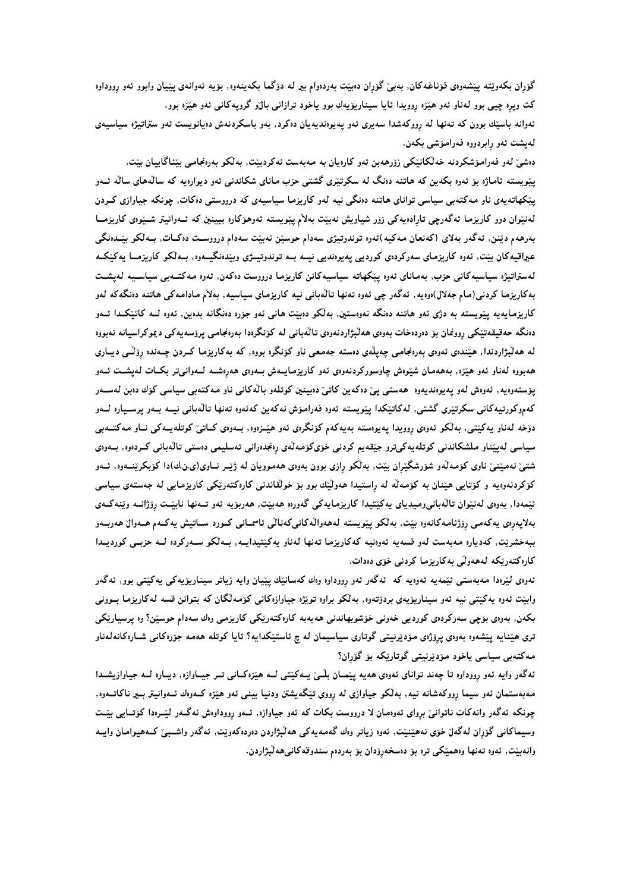گۆڕان بکەوێتە پێشەوەی قۆناغەکان, بەبێ گۆڕان دەبێت بەردەوام بیر لە دۆگما بکەینەوە, بۆیە ئەوانەی پێیان وابوو ئەو رووداوە کت وپڕە چیی بوو لەناو ئەو هێزە روویدا ئایا سیناریۆیەك بوو یاخود ترازانی باڵ و گروپەکانی ئەو هێزە بوو.

ئەوانە باسێك بوون کە تەنها لە رووکەشدا سەیری ئەو پەیوەندیەیان دەکرد, بەو باسکردنەش دەیانویست ئەو ستراتیژە سیاسیەی لەپشت ئەو رابردووە فەرامۆشی بکەن.

دەشێ لەو فەرامۆشکردنە خەڵکانێکی زۆرەهەبن ئەو کارەیان بە مەبەست نەکردبێت, بەڵکو بەرەنجامی بێئاگاییان بێت.

پێویستە ئاماژە بۆ ئەوە بکەین کە هاتنە دەنگ لە سکرتێری گشتی حزب مانای شکاندنی ئەو دیوارەیە کە ساڵەهای ساڵە ئەو پێکهاتەیەی ناو مەکتەبی سیاسی توانای هاتنە دەنگی نیە لەو کاریزما سیاسیەی کە دروستی دەکات, چونکە جیاوازی کردن لەنێوان دوو کاریزما ئەگەرچی تارادەیەکی زۆر شیاویش نەبێت بەلآم پێویستە ئەوهۆکارە ببینین کە ئەوانیتر شێوەی کاریزما بەرهەم دێنن, ئەگەر بەلای (کەنعان مەکیە)ئەوە توندوتیژی سەدام حوسێن نەبێت سەدام دروست دەکات, بەڵکو بێدەنگی عیراقیەکان بێت, ئەوە کاریزمای سەرکردەی کوردیی پەیوەندیی نیە بە توندوتیژی وبێدەنگیەوە, بەڵکو کاریزما یەکێکە لەستراتیژە سیاسیەکانی حزب, بەمانای ئەوە پێکهاتە سیاسیەکانن کاریزما دروست دەکەن, ئەوە مەکتەبی سیاسیە لەپشت بەکاریزما کردنی(مام جەلال)ەوەیە, ئەگەر چی ئەوە تەنها تاڵەبانی نیە کاریزمای سیاسیە, بەلآم مادامەکی هاتنە دەنگەکە لەو کاریزمایەیە پێویستە بە دژی ئەو هاتنە دەنگە نەوەستین, بەڵکو دەبێت هانی ئەو جۆرە دەنگانە بدەین, ئەوە لە کاتێکدا ئەو دەنگە حەقیقەتێکی روونمان بۆ دەردەخات بەوەی هەڵبژاردنەوەی تاڵەبانی لە کۆنگرەدا بەرەنجامی پرۆسەیەکی دیموکراسیانە نەبووە لە هەڵبژاردندا, هێندەی ئەوەی بەرەنجامی چەپڵەی دەستە جەمعی ناو کۆنگرە بووە, کە بەکاریزما کردن چەندە رۆڵی دیاری هەبووە لەناو ئەو هێزە, بەهەمان شێوەش چاوسورکردنەوەی ئەو کاریزمایەش بەوەی هەرەشە لەوانیتر بکات لەپشت ئەو پۆستەوەیە, ئەوەش لەو پەیوەندیەوە هەستی پێ دەکەین کاتێ دەبینین کوتلەو باڵەکانی ناو مەکتەبی سیاسی کۆك دەبن لەسەر کەموکورتیەکانی سکرتێری گشتی, لەکاتێکدا پێویستە ئەوە فەرامۆش نەکەین کەئەوە تەنها تاڵەبانی نیە بەر پرسیارە لەو دۆخە لەناو یەکێتی, بەڵکو ئەوەی روویدا پەیوەستە بەیەکەم کۆنگرەی ئەو هێزەوە, بەوەی کاتێ کوتلەیەکی ناو مەکتەبی سیاسی لەپێناو ملشکاندنی کوتلەیەکیتر وچێقەیم کردنی خۆیکۆمەڵەی ڕەنجدەرانی تەسلیمی دەستی تاڵەبانی کردەوە, بەوەی شتێ نەمێنێ ناوی کۆمەڵەو شۆرشگێران بێت, بەڵکو رازی بوون بەوەی هەموویان لە ژێر ناوی(ی.ن.ك)دا کۆبکرێنەوە, ئەو کۆکردنەوەیە و کۆتایی هێنان بە کۆمەڵە لە راستیدا هەوڵێك بوو بۆ خولقاندنی کارەکتەرێکی کاریزمایی لە جەستەی سیاسی ئێمەدا, بەوەی لەنێوان تاڵەبانی ومیدیای یەکێتیدا کاریزمایەکی گەورە هەبێت, هەربۆیە ئەو تەنها نابێت رۆژانە وێنەکەی بەلاپەڕەی یەکەمی رۆژنامەکانەوە بێت, بەڵکو پێویستە لەهەواڵەکانیکەناڵی ئاسمانی کورد ساتیش یەکەم هەواڵ هەربەو ببەخشرێت, کەدیارە مەبەست لەو قسەیە ئەوەنیە کەکاریزما تەنها لەناو یەکێتیدایە, بەڵکو سەرکردە لە حزبی کوردیدا کارەکتەرێکە لەهەوڵی بەکاریزما کردنی خۆی دەدات.

ئەوەی لێرەدا مەبەستی ئێمەیە ئەوەیە کە ئەگەر ئەو رووداوە وەك کەسانێك پێیان وایە زیاتر سیناریۆیەکی یەکێتی بوو, ئەگەر وابێت ئەوە یەکێتی نیە ئەو سیناریۆیەی بردۆتەوە, بەڵکو براوە توێژە جیاوازەکانی کۆمەڵگان کە بتوانن قسە لەکاریزما بوونی بکەن, بەوەی بۆچی سەرکردەی کوردیی خەونی خۆشوبهاندنی هەیەبە کارەکتەرێکی کاریزمی وەك سەدام حوسێن؟ وە پرسیارێکی تری هێنایە پێشەوە بەوەی پرۆژەی مۆدێرنیتی گوتاری سیاسیمان لە چ ئاستێکدایە؟ ئایا کوتلە هەمە جۆرەکانی شارەکانەلەناو مەکتەبی سیاسی یاخود مۆدێرنیتی گوتارێکە بۆ گۆڕان؟

ئەگەر وایە ئەو رووداوە تا چەند توانای ئەوەی هەیە پێمان بڵێ یەکێتی لە هێزەکانی تر جیاوازە, دیارە لە جیاوازیشدا مەبەستمان ئەو سیما رووکەشانە نیە, بەڵکو جیاوازی لە رووی تێگەیشتن ودنیا بینی ئەو هێزە کەوەك ئەوانیتر بیر ناکاتەوە, چونکە ئەگەر وانەکات ناتوانێ بڕوای ئەوەمان لا دروست بکات کە ئەو جیاوازە, ئەو رووداوەش ئەگەر لێرەدا کۆتایی بێت وسیماکانی گۆڕان لەگەڵ خۆی نەهێنێت, ئەوە زیاتر وەك گەمەیەکی هەڵبژاردن دەردەکەوێت, ئەگەر واشبێ کەهیوامان وایە وانەبێت, ئەوە تەنها وەهمێکی ترە بۆ دەستخەرۆدان بۆ بەردەم سندوقەکانیهەڵبژاردن.